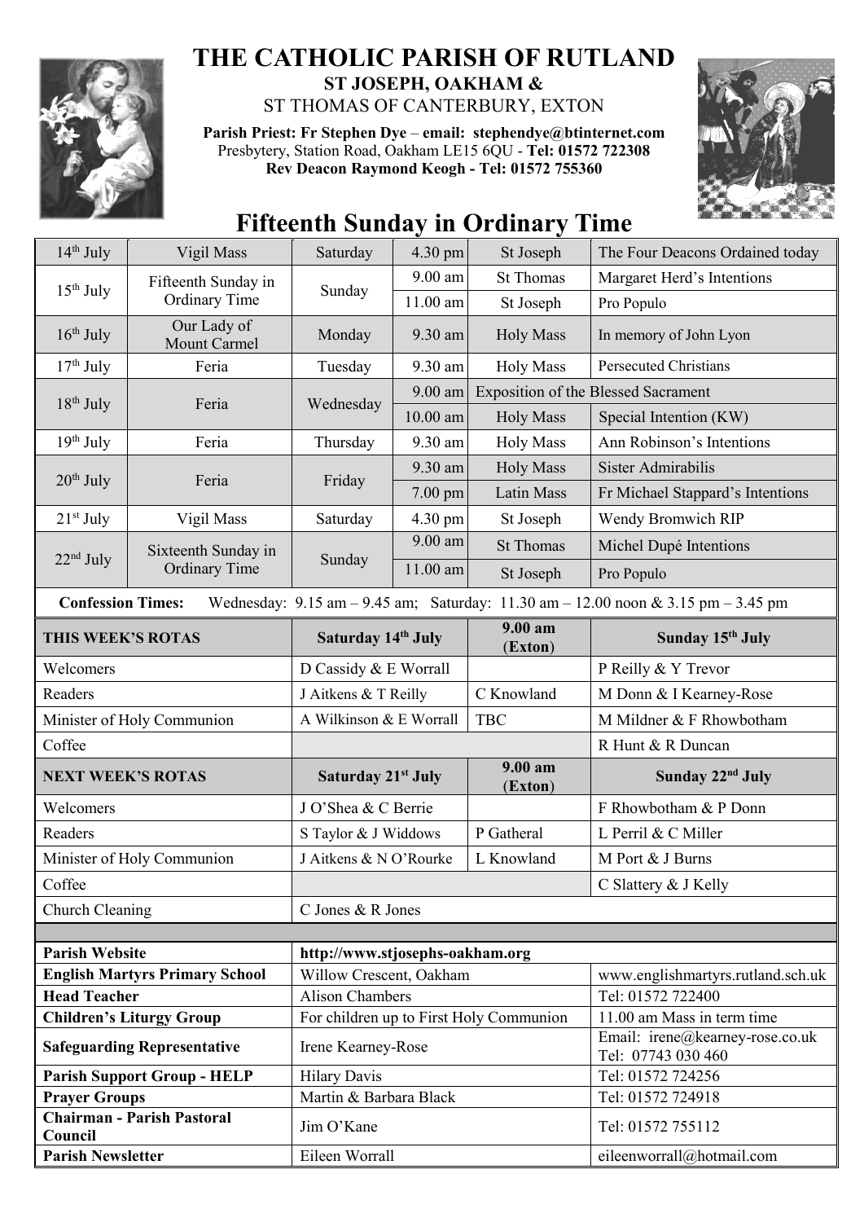# THE CATHOLIC PARISH OF RUTLAND

**ST JOSEPH, OAKHAM &**

ST THOMAS OF CANTERBURY, EXTON

**Parish Priest: Fr Stephen Dye** – **email: stephendye@btinternet.com**
Presbytery, Station Road, Oakham LE15 6QU - **Tel: 01572 722308**
**Rev Deacon Raymond Keogh - Tel: 01572 755360**

## Fifteenth Sunday in Ordinary Time

| | | | | | |
|---|---|---|---|---|---|
| 14th July | Vigil Mass | Saturday | 4.30 pm | St Joseph | The Four Deacons Ordained today |
| 15th July | Fifteenth Sunday in Ordinary Time | Sunday | 9.00 am | St Thomas | Margaret Herd's Intentions |
| | | | 11.00 am | St Joseph | Pro Populo |
| 16th July | Our Lady of Mount Carmel | Monday | 9.30 am | Holy Mass | In memory of John Lyon |
| 17th July | Feria | Tuesday | 9.30 am | Holy Mass | Persecuted Christians |
| 18th July | Feria | Wednesday | 9.00 am | Exposition of the Blessed Sacrament | |
| | | | 10.00 am | Holy Mass | Special Intention (KW) |
| 19th July | Feria | Thursday | 9.30 am | Holy Mass | Ann Robinson's Intentions |
| 20th July | Feria | Friday | 9.30 am | Holy Mass | Sister Admirabilis |
| | | | 7.00 pm | Latin Mass | Fr Michael Stappard's Intentions |
| 21st July | Vigil Mass | Saturday | 4.30 pm | St Joseph | Wendy Bromwich RIP |
| 22nd July | Sixteenth Sunday in Ordinary Time | Sunday | 9.00 am | St Thomas | Michel Dupé Intentions |
| | | | 11.00 am | St Joseph | Pro Populo |

**Confession Times:** Wednesday: 9.15 am – 9.45 am; Saturday: 11.30 am – 12.00 noon & 3.15 pm – 3.45 pm

| **THIS WEEK'S ROTAS** | **Saturday 14th July** | **9.00 am (Exton)** | **Sunday 15th July** |
|---|---|---|---|
| Welcomers | D Cassidy & E Worrall | | P Reilly & Y Trevor |
| Readers | J Aitkens & T Reilly | C Knowland | M Donn & I Kearney-Rose |
| Minister of Holy Communion | A Wilkinson & E Worrall | TBC | M Mildner & F Rhowbotham |
| Coffee | | | R Hunt & R Duncan |
| **NEXT WEEK'S ROTAS** | **Saturday 21st July** | **9.00 am (Exton)** | **Sunday 22nd July** |
| Welcomers | J O'Shea & C Berrie | | F Rhowbotham & P Donn |
| Readers | S Taylor & J Widdows | P Gatheral | L Perril & C Miller |
| Minister of Holy Communion | J Aitkens & N O'Rourke | L Knowland | M Port & J Burns |
| Coffee | | | C Slattery & J Kelly |
| Church Cleaning | C Jones & R Jones | | |

| | | |
|---|---|---|
| **Parish Website** | **http://www.stjosephs-oakham.org** | |
| **English Martyrs Primary School** | Willow Crescent, Oakham | www.englishmartyrs.rutland.sch.uk |
| **Head Teacher** | Alison Chambers | Tel: 01572 722400 |
| **Children's Liturgy Group** | For children up to First Holy Communion | 11.00 am Mass in term time |
| **Safeguarding Representative** | Irene Kearney-Rose | Email: irene@kearney-rose.co.uk Tel: 07743 030 460 |
| **Parish Support Group - HELP** | Hilary Davis | Tel: 01572 724256 |
| **Prayer Groups** | Martin & Barbara Black | Tel: 01572 724918 |
| **Chairman - Parish Pastoral Council** | Jim O'Kane | Tel: 01572 755112 |
| **Parish Newsletter** | Eileen Worrall | eileenworrall@hotmail.com |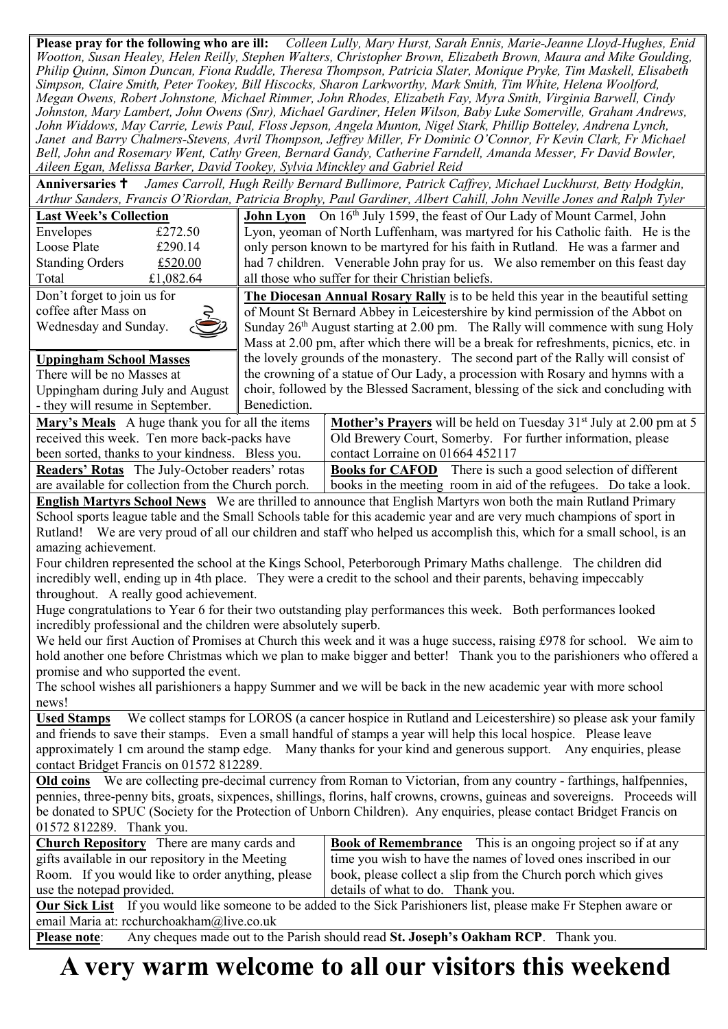**Please pray for the following who are ill:** *Colleen Lully, Mary Hurst, Sarah Ennis, Marie-Jeanne Lloyd-Hughes, Enid Wootton, Susan Healey, Helen Reilly, Stephen Walters, Christopher Brown, Elizabeth Brown, Maura and Mike Goulding, Philip Quinn, Simon Duncan, Fiona Ruddle, Theresa Thompson, Patricia Slater, Monique Pryke, Tim Maskell, Elisabeth Simpson, Claire Smith, Peter Tookey, Bill Hiscocks, Sharon Larkworthy, Mark Smith, Tim White, Helena Woolford, Megan Owens, Robert Johnstone, Michael Rimmer, John Rhodes, Elizabeth Fay, Myra Smith, Virginia Barwell, Cindy Johnston, Mary Lambert, John Owens (Snr), Michael Gardiner, Helen Wilson, Baby Luke Somerville, Graham Andrews, John Widdows, May Carrie, Lewis Paul, Floss Jepson, Angela Munton, Nigel Stark, Phillip Botteley, Andrena Lynch, Janet and Barry Chalmers-Stevens, Avril Thompson, Jeffrey Miller, Fr Dominic O'Connor, Fr Kevin Clark, Fr Michael Bell, John and Rosemary Went, Cathy Green, Bernard Gandy, Catherine Farndell, Amanda Messer, Fr David Bowler, Aileen Egan, Melissa Barker, David Tookey, Sylvia Minckley and Gabriel Reid*

**Anniversaries ✝** *James Carroll, Hugh Reilly Bernard Bullimore, Patrick Caffrey, Michael Luckhurst, Betty Hodgkin, Arthur Sanders, Francis O'Riordan, Patricia Brophy, Paul Gardiner, Albert Cahill, John Neville Jones and Ralph Tyler*

**Last Week's Collection**

| | |
|---|---|
| Envelopes | £272.50 |
| Loose Plate | £290.14 |
| Standing Orders | £520.00 |
| Total | £1,082.64 |

**John Lyon** On 16th July 1599, the feast of Our Lady of Mount Carmel, John Lyon, yeoman of North Luffenham, was martyred for his Catholic faith. He is the only person known to be martyred for his faith in Rutland. He was a farmer and had 7 children. Venerable John pray for us. We also remember on this feast day all those who suffer for their Christian beliefs.

Don't forget to join us for coffee after Mass on Wednesday and Sunday.

**Uppingham School Masses**
There will be no Masses at Uppingham during July and August - they will resume in September.

**The Diocesan Annual Rosary Rally** is to be held this year in the beautiful setting of Mount St Bernard Abbey in Leicestershire by kind permission of the Abbot on Sunday 26th August starting at 2.00 pm. The Rally will commence with sung Holy Mass at 2.00 pm, after which there will be a break for refreshments, picnics, etc. in the lovely grounds of the monastery. The second part of the Rally will consist of the crowning of a statue of Our Lady, a procession with Rosary and hymns with a choir, followed by the Blessed Sacrament, blessing of the sick and concluding with Benediction.

**Mary's Meals** A huge thank you for all the items received this week. Ten more back-packs have been sorted, thanks to your kindness. Bless you.

**Mother's Prayers** will be held on Tuesday 31st July at 2.00 pm at 5 Old Brewery Court, Somerby. For further information, please contact Lorraine on 01664 452117

**Readers' Rotas** The July-October readers' rotas are available for collection from the Church porch.

**Books for CAFOD** There is such a good selection of different books in the meeting room in aid of the refugees. Do take a look.

**English Martyrs School News** We are thrilled to announce that English Martyrs won both the main Rutland Primary School sports league table and the Small Schools table for this academic year and are very much champions of sport in Rutland! We are very proud of all our children and staff who helped us accomplish this, which for a small school, is an amazing achievement.

Four children represented the school at the Kings School, Peterborough Primary Maths challenge. The children did incredibly well, ending up in 4th place. They were a credit to the school and their parents, behaving impeccably throughout. A really good achievement.

Huge congratulations to Year 6 for their two outstanding play performances this week. Both performances looked incredibly professional and the children were absolutely superb.

We held our first Auction of Promises at Church this week and it was a huge success, raising £978 for school. We aim to hold another one before Christmas which we plan to make bigger and better! Thank you to the parishioners who offered a promise and who supported the event.

The school wishes all parishioners a happy Summer and we will be back in the new academic year with more school news!

**Used Stamps** We collect stamps for LOROS (a cancer hospice in Rutland and Leicestershire) so please ask your family and friends to save their stamps. Even a small handful of stamps a year will help this local hospice. Please leave approximately 1 cm around the stamp edge. Many thanks for your kind and generous support. Any enquiries, please contact Bridget Francis on 01572 812289.

**Old coins** We are collecting pre-decimal currency from Roman to Victorian, from any country - farthings, halfpennies, pennies, three-penny bits, groats, sixpences, shillings, florins, half crowns, crowns, guineas and sovereigns. Proceeds will be donated to SPUC (Society for the Protection of Unborn Children). Any enquiries, please contact Bridget Francis on 01572 812289. Thank you.

**Church Repository** There are many cards and gifts available in our repository in the Meeting Room. If you would like to order anything, please use the notepad provided.

**Book of Remembrance** This is an ongoing project so if at any time you wish to have the names of loved ones inscribed in our book, please collect a slip from the Church porch which gives details of what to do. Thank you.

**Our Sick List** If you would like someone to be added to the Sick Parishioners list, please make Fr Stephen aware or email Maria at: rcchurchoakham@live.co.uk

**Please note**: Any cheques made out to the Parish should read **St. Joseph's Oakham RCP**. Thank you.

# A very warm welcome to all our visitors this weekend